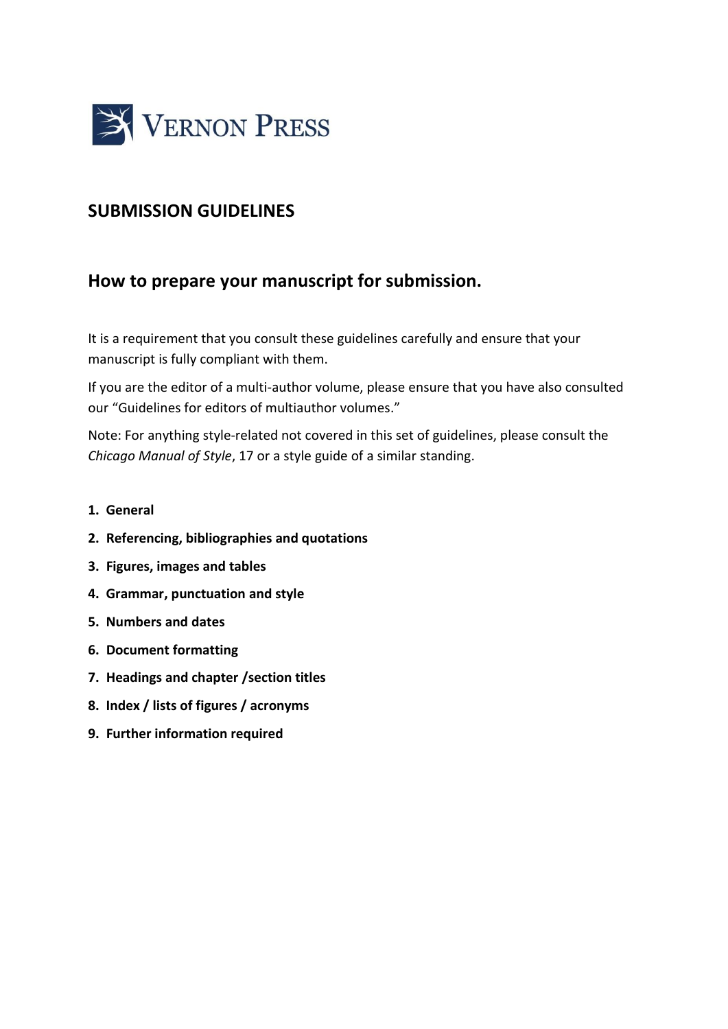VERNON PRESS

# SUBMISSION GUIDELINES

## How to prepare your manuscript for submission.

It is a requirement that you consult these guidelines carefully and ensure that your manuscript is fully compliant with them.

If you are the editor of a multi-author volume, please ensure that you have also consulted our "Guidelines for editors of multiauthor volumes."

Note: For anything style-related not covered in this set of guidelines, please consult the *Chicago Manual of Style*, 17 or a style guide of a similar standing.

1. **General**
2. **Referencing, bibliographies and quotations**
3. **Figures, images and tables**
4. **Grammar, punctuation and style**
5. **Numbers and dates**
6. **Document formatting**
7. **Headings and chapter /section titles**
8. **Index / lists of figures / acronyms**
9. **Further information required**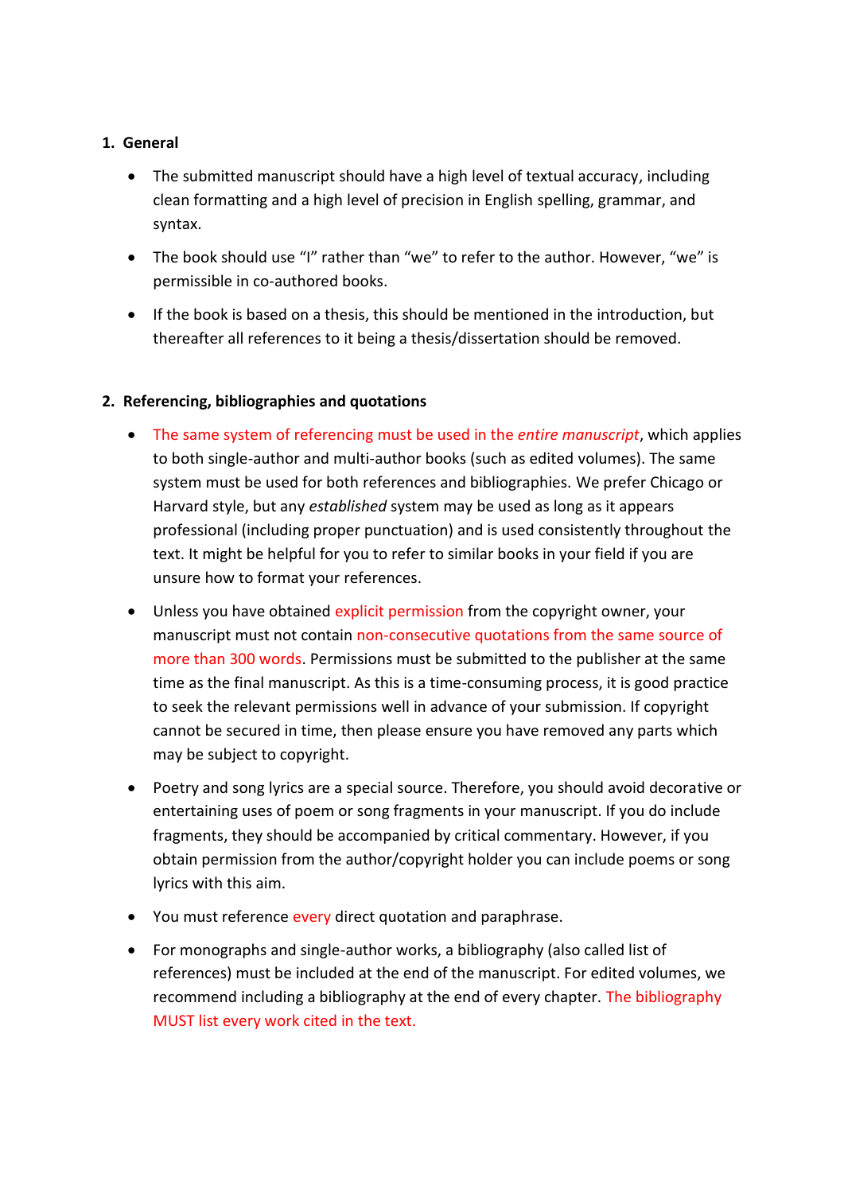1. **General**

- The submitted manuscript should have a high level of textual accuracy, including clean formatting and a high level of precision in English spelling, grammar, and syntax.
- The book should use "I" rather than "we" to refer to the author. However, "we" is permissible in co-authored books.
- If the book is based on a thesis, this should be mentioned in the introduction, but thereafter all references to it being a thesis/dissertation should be removed.

2. **Referencing, bibliographies and quotations**

- The same system of referencing must be used in the *entire manuscript*, which applies to both single-author and multi-author books (such as edited volumes). The same system must be used for both references and bibliographies. We prefer Chicago or Harvard style, but any *established* system may be used as long as it appears professional (including proper punctuation) and is used consistently throughout the text. It might be helpful for you to refer to similar books in your field if you are unsure how to format your references.
- Unless you have obtained explicit permission from the copyright owner, your manuscript must not contain non-consecutive quotations from the same source of more than 300 words. Permissions must be submitted to the publisher at the same time as the final manuscript. As this is a time-consuming process, it is good practice to seek the relevant permissions well in advance of your submission. If copyright cannot be secured in time, then please ensure you have removed any parts which may be subject to copyright.
- Poetry and song lyrics are a special source. Therefore, you should avoid decorative or entertaining uses of poem or song fragments in your manuscript. If you do include fragments, they should be accompanied by critical commentary. However, if you obtain permission from the author/copyright holder you can include poems or song lyrics with this aim.
- You must reference every direct quotation and paraphrase.
- For monographs and single-author works, a bibliography (also called list of references) must be included at the end of the manuscript. For edited volumes, we recommend including a bibliography at the end of every chapter. The bibliography MUST list every work cited in the text.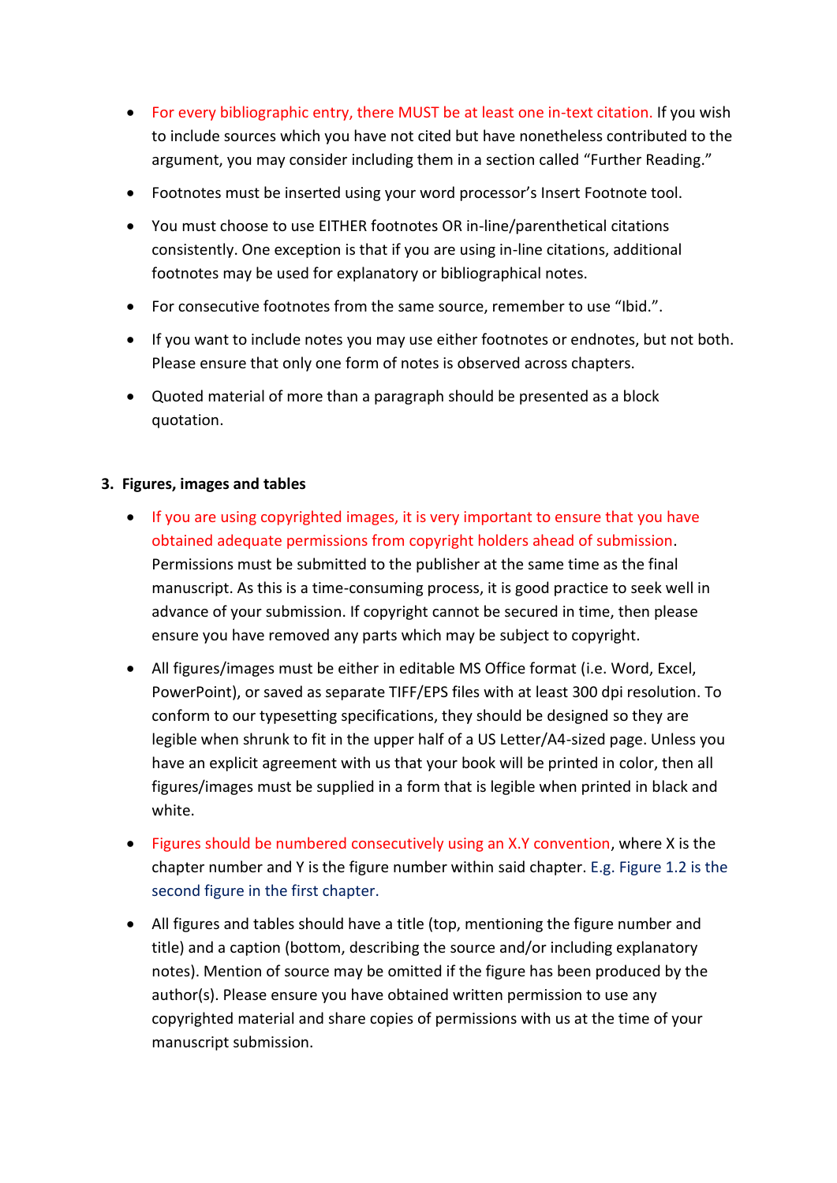- For every bibliographic entry, there MUST be at least one in-text citation. If you wish to include sources which you have not cited but have nonetheless contributed to the argument, you may consider including them in a section called "Further Reading."
- Footnotes must be inserted using your word processor's Insert Footnote tool.
- You must choose to use EITHER footnotes OR in-line/parenthetical citations consistently. One exception is that if you are using in-line citations, additional footnotes may be used for explanatory or bibliographical notes.
- For consecutive footnotes from the same source, remember to use "Ibid.".
- If you want to include notes you may use either footnotes or endnotes, but not both. Please ensure that only one form of notes is observed across chapters.
- Quoted material of more than a paragraph should be presented as a block quotation.

**3. Figures, images and tables**

- If you are using copyrighted images, it is very important to ensure that you have obtained adequate permissions from copyright holders ahead of submission. Permissions must be submitted to the publisher at the same time as the final manuscript. As this is a time-consuming process, it is good practice to seek well in advance of your submission. If copyright cannot be secured in time, then please ensure you have removed any parts which may be subject to copyright.
- All figures/images must be either in editable MS Office format (i.e. Word, Excel, PowerPoint), or saved as separate TIFF/EPS files with at least 300 dpi resolution. To conform to our typesetting specifications, they should be designed so they are legible when shrunk to fit in the upper half of a US Letter/A4-sized page. Unless you have an explicit agreement with us that your book will be printed in color, then all figures/images must be supplied in a form that is legible when printed in black and white.
- Figures should be numbered consecutively using an X.Y convention, where X is the chapter number and Y is the figure number within said chapter. E.g. Figure 1.2 is the second figure in the first chapter.
- All figures and tables should have a title (top, mentioning the figure number and title) and a caption (bottom, describing the source and/or including explanatory notes). Mention of source may be omitted if the figure has been produced by the author(s). Please ensure you have obtained written permission to use any copyrighted material and share copies of permissions with us at the time of your manuscript submission.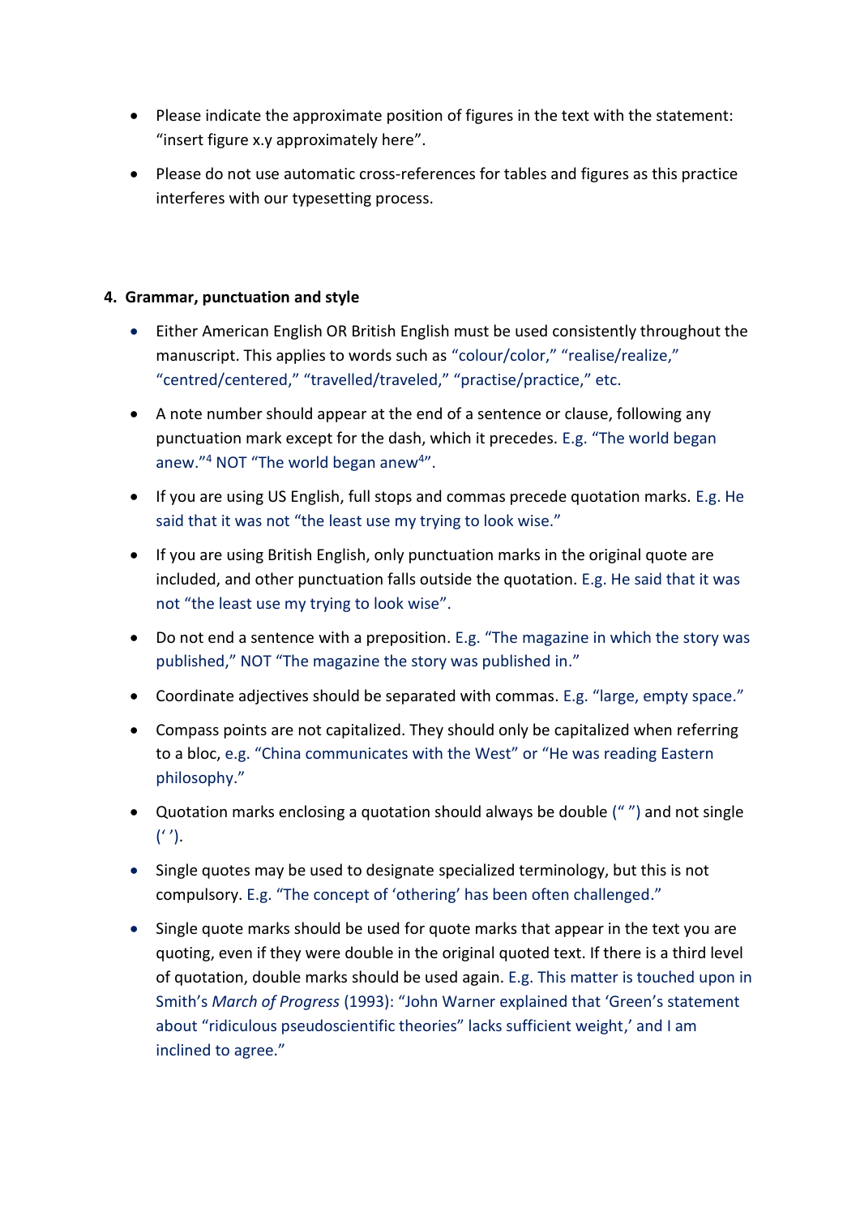- Please indicate the approximate position of figures in the text with the statement: "insert figure x.y approximately here".
- Please do not use automatic cross-references for tables and figures as this practice interferes with our typesetting process.

#### 4. Grammar, punctuation and style

- Either American English OR British English must be used consistently throughout the manuscript. This applies to words such as "colour/color," "realise/realize," "centred/centered," "travelled/traveled," "practise/practice," etc.
- A note number should appear at the end of a sentence or clause, following any punctuation mark except for the dash, which it precedes. E.g. "The world began anew."[4] NOT "The world began anew[4]".
- If you are using US English, full stops and commas precede quotation marks. E.g. He said that it was not "the least use my trying to look wise."
- If you are using British English, only punctuation marks in the original quote are included, and other punctuation falls outside the quotation. E.g. He said that it was not "the least use my trying to look wise".
- Do not end a sentence with a preposition. E.g. "The magazine in which the story was published," NOT "The magazine the story was published in."
- Coordinate adjectives should be separated with commas. E.g. "large, empty space."
- Compass points are not capitalized. They should only be capitalized when referring to a bloc, e.g. "China communicates with the West" or "He was reading Eastern philosophy."
- Quotation marks enclosing a quotation should always be double (" ") and not single (' ').
- Single quotes may be used to designate specialized terminology, but this is not compulsory. E.g. "The concept of 'othering' has been often challenged."
- Single quote marks should be used for quote marks that appear in the text you are quoting, even if they were double in the original quoted text. If there is a third level of quotation, double marks should be used again. E.g. This matter is touched upon in Smith's *March of Progress* (1993): "John Warner explained that 'Green's statement about "ridiculous pseudoscientific theories" lacks sufficient weight,' and I am inclined to agree."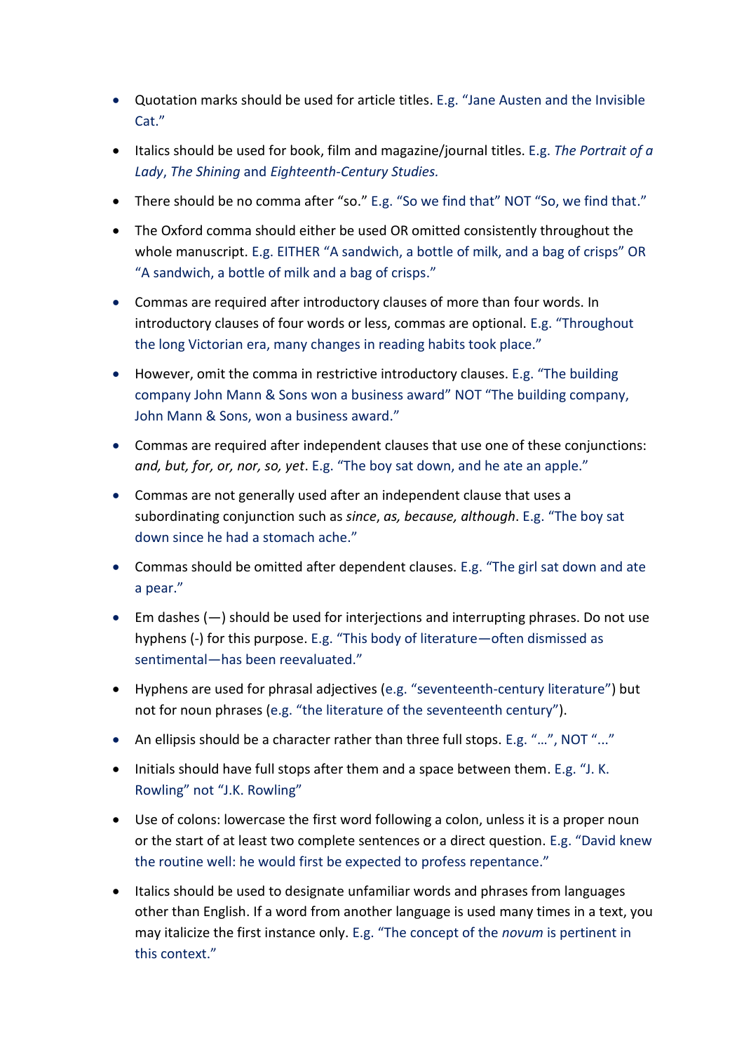- Quotation marks should be used for article titles. E.g. "Jane Austen and the Invisible Cat."
- Italics should be used for book, film and magazine/journal titles. E.g. *The Portrait of a Lady*, *The Shining* and *Eighteenth-Century Studies.*
- There should be no comma after "so." E.g. "So we find that" NOT "So, we find that."
- The Oxford comma should either be used OR omitted consistently throughout the whole manuscript. E.g. EITHER "A sandwich, a bottle of milk, and a bag of crisps" OR "A sandwich, a bottle of milk and a bag of crisps."
- Commas are required after introductory clauses of more than four words. In introductory clauses of four words or less, commas are optional. E.g. "Throughout the long Victorian era, many changes in reading habits took place."
- However, omit the comma in restrictive introductory clauses. E.g. "The building company John Mann & Sons won a business award" NOT "The building company, John Mann & Sons, won a business award."
- Commas are required after independent clauses that use one of these conjunctions: *and, but, for, or, nor, so, yet*. E.g. "The boy sat down, and he ate an apple."
- Commas are not generally used after an independent clause that uses a subordinating conjunction such as *since*, *as, because, although*. E.g. "The boy sat down since he had a stomach ache."
- Commas should be omitted after dependent clauses. E.g. "The girl sat down and ate a pear."
- Em dashes (—) should be used for interjections and interrupting phrases. Do not use hyphens (-) for this purpose. E.g. "This body of literature—often dismissed as sentimental—has been reevaluated."
- Hyphens are used for phrasal adjectives (e.g. "seventeenth-century literature") but not for noun phrases (e.g. "the literature of the seventeenth century").
- An ellipsis should be a character rather than three full stops. E.g. "…", NOT "..."
- Initials should have full stops after them and a space between them. E.g. "J. K. Rowling" not "J.K. Rowling"
- Use of colons: lowercase the first word following a colon, unless it is a proper noun or the start of at least two complete sentences or a direct question. E.g. "David knew the routine well: he would first be expected to profess repentance."
- Italics should be used to designate unfamiliar words and phrases from languages other than English. If a word from another language is used many times in a text, you may italicize the first instance only. E.g. "The concept of the *novum* is pertinent in this context."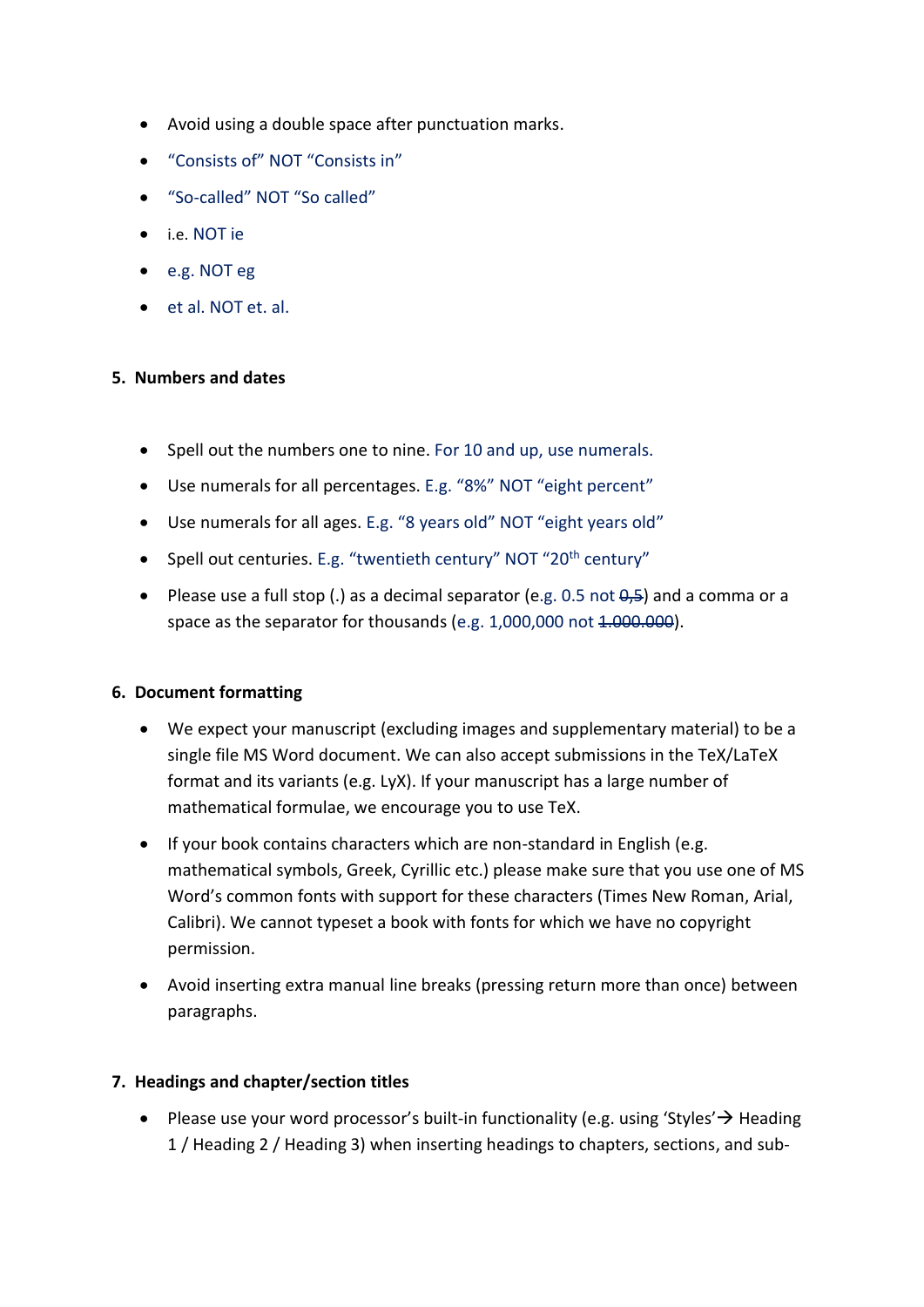- Avoid using a double space after punctuation marks.
- “Consists of” NOT “Consists in”
- “So-called” NOT “So called”
- i.e. NOT ie
- e.g. NOT eg
- et al. NOT et. al.

## 5. Numbers and dates

- Spell out the numbers one to nine. For 10 and up, use numerals.
- Use numerals for all percentages. E.g. “8%” NOT “eight percent”
- Use numerals for all ages. E.g. “8 years old” NOT “eight years old”
- Spell out centuries. E.g. “twentieth century” NOT “20th century”
- Please use a full stop (.) as a decimal separator (e.g. 0.5 not ~~0,5~~) and a comma or a space as the separator for thousands (e.g. 1,000,000 not ~~1.000.000~~).

## 6. Document formatting

- We expect your manuscript (excluding images and supplementary material) to be a single file MS Word document. We can also accept submissions in the TeX/LaTeX format and its variants (e.g. LyX). If your manuscript has a large number of mathematical formulae, we encourage you to use TeX.
- If your book contains characters which are non-standard in English (e.g. mathematical symbols, Greek, Cyrillic etc.) please make sure that you use one of MS Word’s common fonts with support for these characters (Times New Roman, Arial, Calibri). We cannot typeset a book with fonts for which we have no copyright permission.
- Avoid inserting extra manual line breaks (pressing return more than once) between paragraphs.

## 7. Headings and chapter/section titles

- Please use your word processor’s built-in functionality (e.g. using ‘Styles’→ Heading 1 / Heading 2 / Heading 3) when inserting headings to chapters, sections, and sub-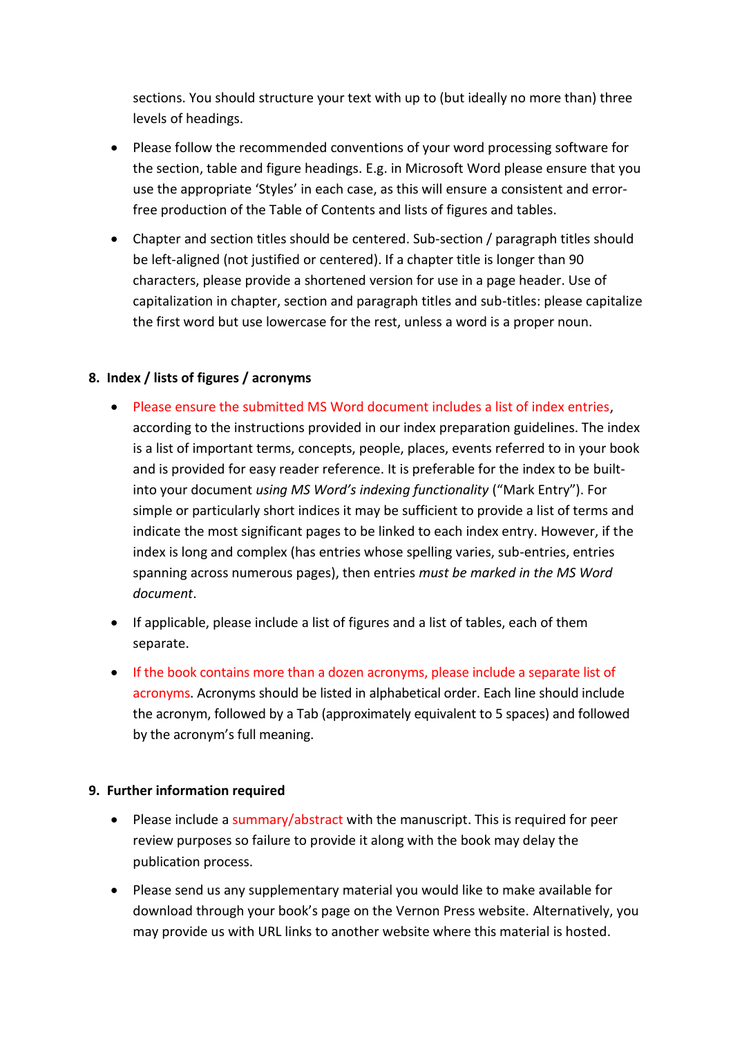sections. You should structure your text with up to (but ideally no more than) three levels of headings.

- Please follow the recommended conventions of your word processing software for the section, table and figure headings. E.g. in Microsoft Word please ensure that you use the appropriate 'Styles' in each case, as this will ensure a consistent and error-free production of the Table of Contents and lists of figures and tables.

- Chapter and section titles should be centered. Sub-section / paragraph titles should be left-aligned (not justified or centered). If a chapter title is longer than 90 characters, please provide a shortened version for use in a page header. Use of capitalization in chapter, section and paragraph titles and sub-titles: please capitalize the first word but use lowercase for the rest, unless a word is a proper noun.

**8. Index / lists of figures / acronyms**

- Please ensure the submitted MS Word document includes a list of index entries, according to the instructions provided in our index preparation guidelines. The index is a list of important terms, concepts, people, places, events referred to in your book and is provided for easy reader reference. It is preferable for the index to be built-into your document *using MS Word's indexing functionality* ("Mark Entry"). For simple or particularly short indices it may be sufficient to provide a list of terms and indicate the most significant pages to be linked to each index entry. However, if the index is long and complex (has entries whose spelling varies, sub-entries, entries spanning across numerous pages), then entries *must be marked in the MS Word document*.

- If applicable, please include a list of figures and a list of tables, each of them separate.

- If the book contains more than a dozen acronyms, please include a separate list of acronyms. Acronyms should be listed in alphabetical order. Each line should include the acronym, followed by a Tab (approximately equivalent to 5 spaces) and followed by the acronym's full meaning.

**9. Further information required**

- Please include a summary/abstract with the manuscript. This is required for peer review purposes so failure to provide it along with the book may delay the publication process.

- Please send us any supplementary material you would like to make available for download through your book's page on the Vernon Press website. Alternatively, you may provide us with URL links to another website where this material is hosted.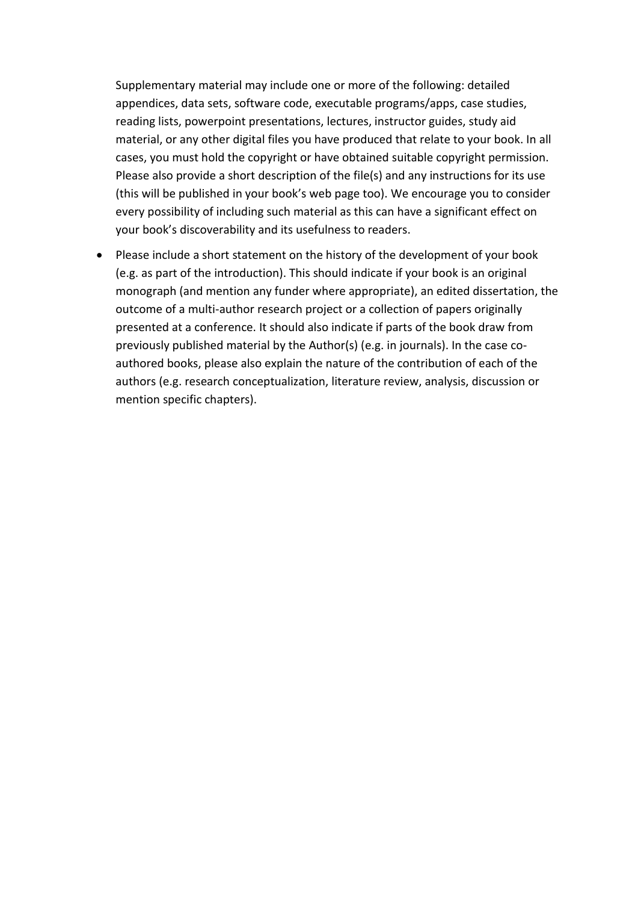Supplementary material may include one or more of the following: detailed appendices, data sets, software code, executable programs/apps, case studies, reading lists, powerpoint presentations, lectures, instructor guides, study aid material, or any other digital files you have produced that relate to your book. In all cases, you must hold the copyright or have obtained suitable copyright permission. Please also provide a short description of the file(s) and any instructions for its use (this will be published in your book's web page too). We encourage you to consider every possibility of including such material as this can have a significant effect on your book's discoverability and its usefulness to readers.

- Please include a short statement on the history of the development of your book (e.g. as part of the introduction). This should indicate if your book is an original monograph (and mention any funder where appropriate), an edited dissertation, the outcome of a multi-author research project or a collection of papers originally presented at a conference. It should also indicate if parts of the book draw from previously published material by the Author(s) (e.g. in journals). In the case co-authored books, please also explain the nature of the contribution of each of the authors (e.g. research conceptualization, literature review, analysis, discussion or mention specific chapters).